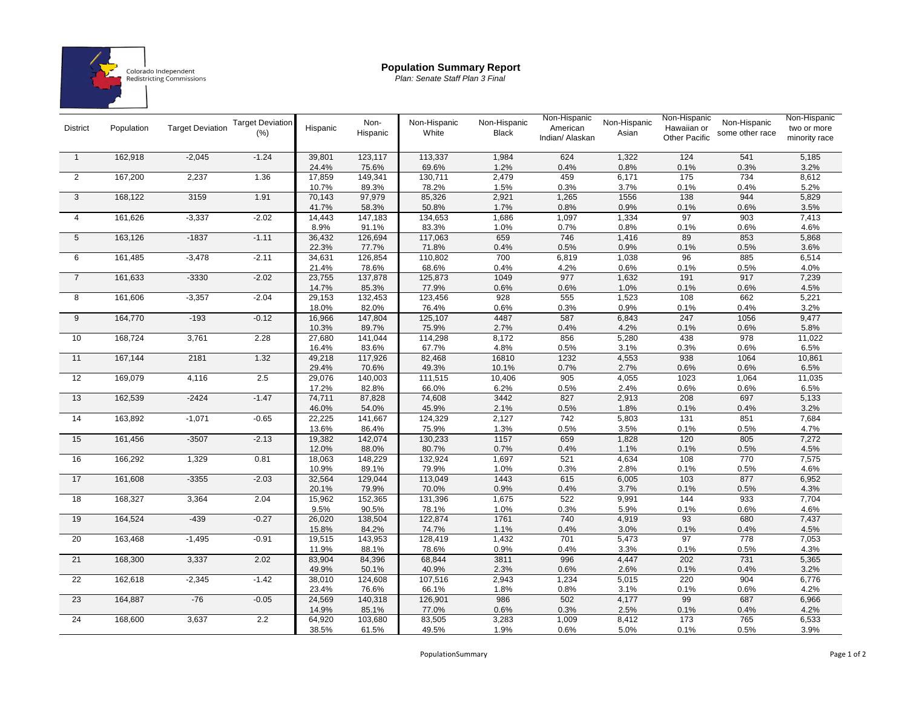Colorado Independent Redistricting Commissions

# Population Summary Report

*Plan: Senate Staff Plan 3 Final*

| District | Population | Target Deviation | Target Deviation (%) | Hispanic | Non-Hispanic | Non-Hispanic White | Non-Hispanic Black | Non-Hispanic American Indian/ Alaskan | Non-Hispanic Asian | Non-Hispanic Hawaiian or Other Pacific | Non-Hispanic some other race | Non-Hispanic two or more minority race |
|---|---|---|---|---|---|---|---|---|---|---|---|---|
| 1 | 162,918 | -2,045 | -1.24 | 39,801 | 123,117 | 113,337 | 1,984 | 624 | 1,322 | 124 | 541 | 5,185 |
| | | | | 24.4% | 75.6% | 69.6% | 1.2% | 0.4% | 0.8% | 0.1% | 0.3% | 3.2% |
| 2 | 167,200 | 2,237 | 1.36 | 17,859 | 149,341 | 130,711 | 2,479 | 459 | 6,171 | 175 | 734 | 8,612 |
| | | | | 10.7% | 89.3% | 78.2% | 1.5% | 0.3% | 3.7% | 0.1% | 0.4% | 5.2% |
| 3 | 168,122 | 3159 | 1.91 | 70,143 | 97,979 | 85,326 | 2,921 | 1,265 | 1556 | 138 | 944 | 5,829 |
| | | | | 41.7% | 58.3% | 50.8% | 1.7% | 0.8% | 0.9% | 0.1% | 0.6% | 3.5% |
| 4 | 161,626 | -3,337 | -2.02 | 14,443 | 147,183 | 134,653 | 1,686 | 1,097 | 1,334 | 97 | 903 | 7,413 |
| | | | | 8.9% | 91.1% | 83.3% | 1.0% | 0.7% | 0.8% | 0.1% | 0.6% | 4.6% |
| 5 | 163,126 | -1837 | -1.11 | 36,432 | 126,694 | 117,063 | 659 | 746 | 1,416 | 89 | 853 | 5,868 |
| | | | | 22.3% | 77.7% | 71.8% | 0.4% | 0.5% | 0.9% | 0.1% | 0.5% | 3.6% |
| 6 | 161,485 | -3,478 | -2.11 | 34,631 | 126,854 | 110,802 | 700 | 6,819 | 1,038 | 96 | 885 | 6,514 |
| | | | | 21.4% | 78.6% | 68.6% | 0.4% | 4.2% | 0.6% | 0.1% | 0.5% | 4.0% |
| 7 | 161,633 | -3330 | -2.02 | 23,755 | 137,878 | 125,873 | 1049 | 977 | 1,632 | 191 | 917 | 7,239 |
| | | | | 14.7% | 85.3% | 77.9% | 0.6% | 0.6% | 1.0% | 0.1% | 0.6% | 4.5% |
| 8 | 161,606 | -3,357 | -2.04 | 29,153 | 132,453 | 123,456 | 928 | 555 | 1,523 | 108 | 662 | 5,221 |
| | | | | 18.0% | 82.0% | 76.4% | 0.6% | 0.3% | 0.9% | 0.1% | 0.4% | 3.2% |
| 9 | 164,770 | -193 | -0.12 | 16,966 | 147,804 | 125,107 | 4487 | 587 | 6,843 | 247 | 1056 | 9,477 |
| | | | | 10.3% | 89.7% | 75.9% | 2.7% | 0.4% | 4.2% | 0.1% | 0.6% | 5.8% |
| 10 | 168,724 | 3,761 | 2.28 | 27,680 | 141,044 | 114,298 | 8,172 | 856 | 5,280 | 438 | 978 | 11,022 |
| | | | | 16.4% | 83.6% | 67.7% | 4.8% | 0.5% | 3.1% | 0.3% | 0.6% | 6.5% |
| 11 | 167,144 | 2181 | 1.32 | 49,218 | 117,926 | 82,468 | 16810 | 1232 | 4,553 | 938 | 1064 | 10,861 |
| | | | | 29.4% | 70.6% | 49.3% | 10.1% | 0.7% | 2.7% | 0.6% | 0.6% | 6.5% |
| 12 | 169,079 | 4,116 | 2.5 | 29,076 | 140,003 | 111,515 | 10,406 | 905 | 4,055 | 1023 | 1,064 | 11,035 |
| | | | | 17.2% | 82.8% | 66.0% | 6.2% | 0.5% | 2.4% | 0.6% | 0.6% | 6.5% |
| 13 | 162,539 | -2424 | -1.47 | 74,711 | 87,828 | 74,608 | 3442 | 827 | 2,913 | 208 | 697 | 5,133 |
| | | | | 46.0% | 54.0% | 45.9% | 2.1% | 0.5% | 1.8% | 0.1% | 0.4% | 3.2% |
| 14 | 163,892 | -1,071 | -0.65 | 22,225 | 141,667 | 124,329 | 2,127 | 742 | 5,803 | 131 | 851 | 7,684 |
| | | | | 13.6% | 86.4% | 75.9% | 1.3% | 0.5% | 3.5% | 0.1% | 0.5% | 4.7% |
| 15 | 161,456 | -3507 | -2.13 | 19,382 | 142,074 | 130,233 | 1157 | 659 | 1,828 | 120 | 805 | 7,272 |
| | | | | 12.0% | 88.0% | 80.7% | 0.7% | 0.4% | 1.1% | 0.1% | 0.5% | 4.5% |
| 16 | 166,292 | 1,329 | 0.81 | 18,063 | 148,229 | 132,924 | 1,697 | 521 | 4,634 | 108 | 770 | 7,575 |
| | | | | 10.9% | 89.1% | 79.9% | 1.0% | 0.3% | 2.8% | 0.1% | 0.5% | 4.6% |
| 17 | 161,608 | -3355 | -2.03 | 32,564 | 129,044 | 113,049 | 1443 | 615 | 6,005 | 103 | 877 | 6,952 |
| | | | | 20.1% | 79.9% | 70.0% | 0.9% | 0.4% | 3.7% | 0.1% | 0.5% | 4.3% |
| 18 | 168,327 | 3,364 | 2.04 | 15,962 | 152,365 | 131,396 | 1,675 | 522 | 9,991 | 144 | 933 | 7,704 |
| | | | | 9.5% | 90.5% | 78.1% | 1.0% | 0.3% | 5.9% | 0.1% | 0.6% | 4.6% |
| 19 | 164,524 | -439 | -0.27 | 26,020 | 138,504 | 122,874 | 1761 | 740 | 4,919 | 93 | 680 | 7,437 |
| | | | | 15.8% | 84.2% | 74.7% | 1.1% | 0.4% | 3.0% | 0.1% | 0.4% | 4.5% |
| 20 | 163,468 | -1,495 | -0.91 | 19,515 | 143,953 | 128,419 | 1,432 | 701 | 5,473 | 97 | 778 | 7,053 |
| | | | | 11.9% | 88.1% | 78.6% | 0.9% | 0.4% | 3.3% | 0.1% | 0.5% | 4.3% |
| 21 | 168,300 | 3,337 | 2.02 | 83,904 | 84,396 | 68,844 | 3811 | 996 | 4,447 | 202 | 731 | 5,365 |
| | | | | 49.9% | 50.1% | 40.9% | 2.3% | 0.6% | 2.6% | 0.1% | 0.4% | 3.2% |
| 22 | 162,618 | -2,345 | -1.42 | 38,010 | 124,608 | 107,516 | 2,943 | 1,234 | 5,015 | 220 | 904 | 6,776 |
| | | | | 23.4% | 76.6% | 66.1% | 1.8% | 0.8% | 3.1% | 0.1% | 0.6% | 4.2% |
| 23 | 164,887 | -76 | -0.05 | 24,569 | 140,318 | 126,901 | 986 | 502 | 4,177 | 99 | 687 | 6,966 |
| | | | | 14.9% | 85.1% | 77.0% | 0.6% | 0.3% | 2.5% | 0.1% | 0.4% | 4.2% |
| 24 | 168,600 | 3,637 | 2.2 | 64,920 | 103,680 | 83,505 | 3,283 | 1,009 | 8,412 | 173 | 765 | 6,533 |
| | | | | 38.5% | 61.5% | 49.5% | 1.9% | 0.6% | 5.0% | 0.1% | 0.5% | 3.9% |

PopulationSummary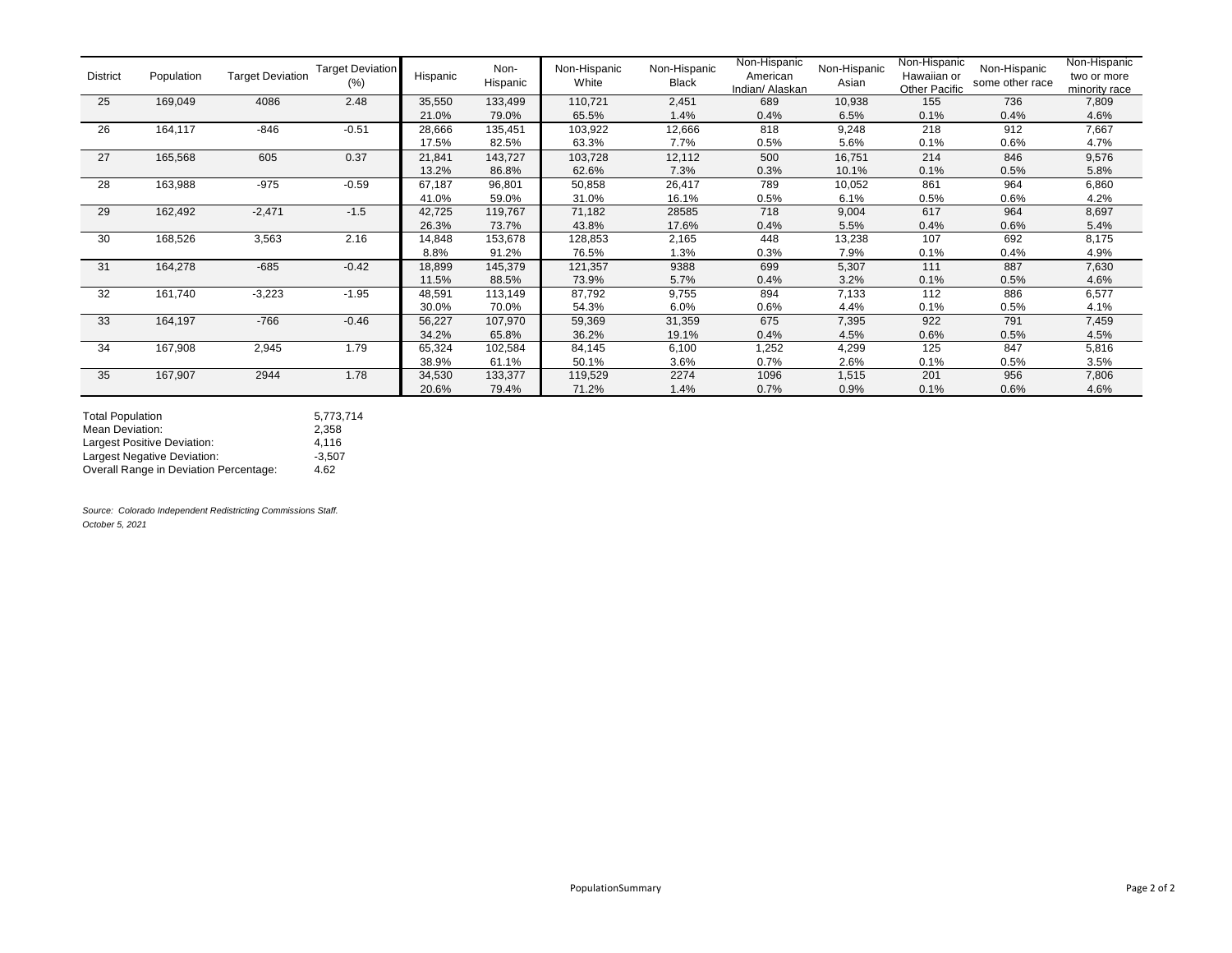| District | Population | Target Deviation | Target Deviation (%) | Hispanic | Non-Hispanic | Non-Hispanic White | Non-Hispanic Black | Non-Hispanic American Indian/ Alaskan | Non-Hispanic Asian | Non-Hispanic Hawaiian or Other Pacific | Non-Hispanic some other race | Non-Hispanic two or more minority race |
|---|---|---|---|---|---|---|---|---|---|---|---|---|
| 25 | 169,049 | 4086 | 2.48 | 35,550 | 133,499 | 110,721 | 2,451 | 689 | 10,938 | 155 | 736 | 7,809 |
| | | | | 21.0% | 79.0% | 65.5% | 1.4% | 0.4% | 6.5% | 0.1% | 0.4% | 4.6% |
| 26 | 164,117 | -846 | -0.51 | 28,666 | 135,451 | 103,922 | 12,666 | 818 | 9,248 | 218 | 912 | 7,667 |
| | | | | 17.5% | 82.5% | 63.3% | 7.7% | 0.5% | 5.6% | 0.1% | 0.6% | 4.7% |
| 27 | 165,568 | 605 | 0.37 | 21,841 | 143,727 | 103,728 | 12,112 | 500 | 16,751 | 214 | 846 | 9,576 |
| | | | | 13.2% | 86.8% | 62.6% | 7.3% | 0.3% | 10.1% | 0.1% | 0.5% | 5.8% |
| 28 | 163,988 | -975 | -0.59 | 67,187 | 96,801 | 50,858 | 26,417 | 789 | 10,052 | 861 | 964 | 6,860 |
| | | | | 41.0% | 59.0% | 31.0% | 16.1% | 0.5% | 6.1% | 0.5% | 0.6% | 4.2% |
| 29 | 162,492 | -2,471 | -1.5 | 42,725 | 119,767 | 71,182 | 28585 | 718 | 9,004 | 617 | 964 | 8,697 |
| | | | | 26.3% | 73.7% | 43.8% | 17.6% | 0.4% | 5.5% | 0.4% | 0.6% | 5.4% |
| 30 | 168,526 | 3,563 | 2.16 | 14,848 | 153,678 | 128,853 | 2,165 | 448 | 13,238 | 107 | 692 | 8,175 |
| | | | | 8.8% | 91.2% | 76.5% | 1.3% | 0.3% | 7.9% | 0.1% | 0.4% | 4.9% |
| 31 | 164,278 | -685 | -0.42 | 18,899 | 145,379 | 121,357 | 9388 | 699 | 5,307 | 111 | 887 | 7,630 |
| | | | | 11.5% | 88.5% | 73.9% | 5.7% | 0.4% | 3.2% | 0.1% | 0.5% | 4.6% |
| 32 | 161,740 | -3,223 | -1.95 | 48,591 | 113,149 | 87,792 | 9,755 | 894 | 7,133 | 112 | 886 | 6,577 |
| | | | | 30.0% | 70.0% | 54.3% | 6.0% | 0.6% | 4.4% | 0.1% | 0.5% | 4.1% |
| 33 | 164,197 | -766 | -0.46 | 56,227 | 107,970 | 59,369 | 31,359 | 675 | 7,395 | 922 | 791 | 7,459 |
| | | | | 34.2% | 65.8% | 36.2% | 19.1% | 0.4% | 4.5% | 0.6% | 0.5% | 4.5% |
| 34 | 167,908 | 2,945 | 1.79 | 65,324 | 102,584 | 84,145 | 6,100 | 1,252 | 4,299 | 125 | 847 | 5,816 |
| | | | | 38.9% | 61.1% | 50.1% | 3.6% | 0.7% | 2.6% | 0.1% | 0.5% | 3.5% |
| 35 | 167,907 | 2944 | 1.78 | 34,530 | 133,377 | 119,529 | 2274 | 1096 | 1,515 | 201 | 956 | 7,806 |
| | | | | 20.6% | 79.4% | 71.2% | 1.4% | 0.7% | 0.9% | 0.1% | 0.6% | 4.6% |

| | |
|---|---|
| Total Population | 5,773,714 |
| Mean Deviation: | 2,358 |
| Largest Positive Deviation: | 4,116 |
| Largest Negative Deviation: | -3,507 |
| Overall Range in Deviation Percentage: | 4.62 |

*Source: Colorado Independent Redistricting Commissions Staff.*
*October 5, 2021*

PopulationSummary